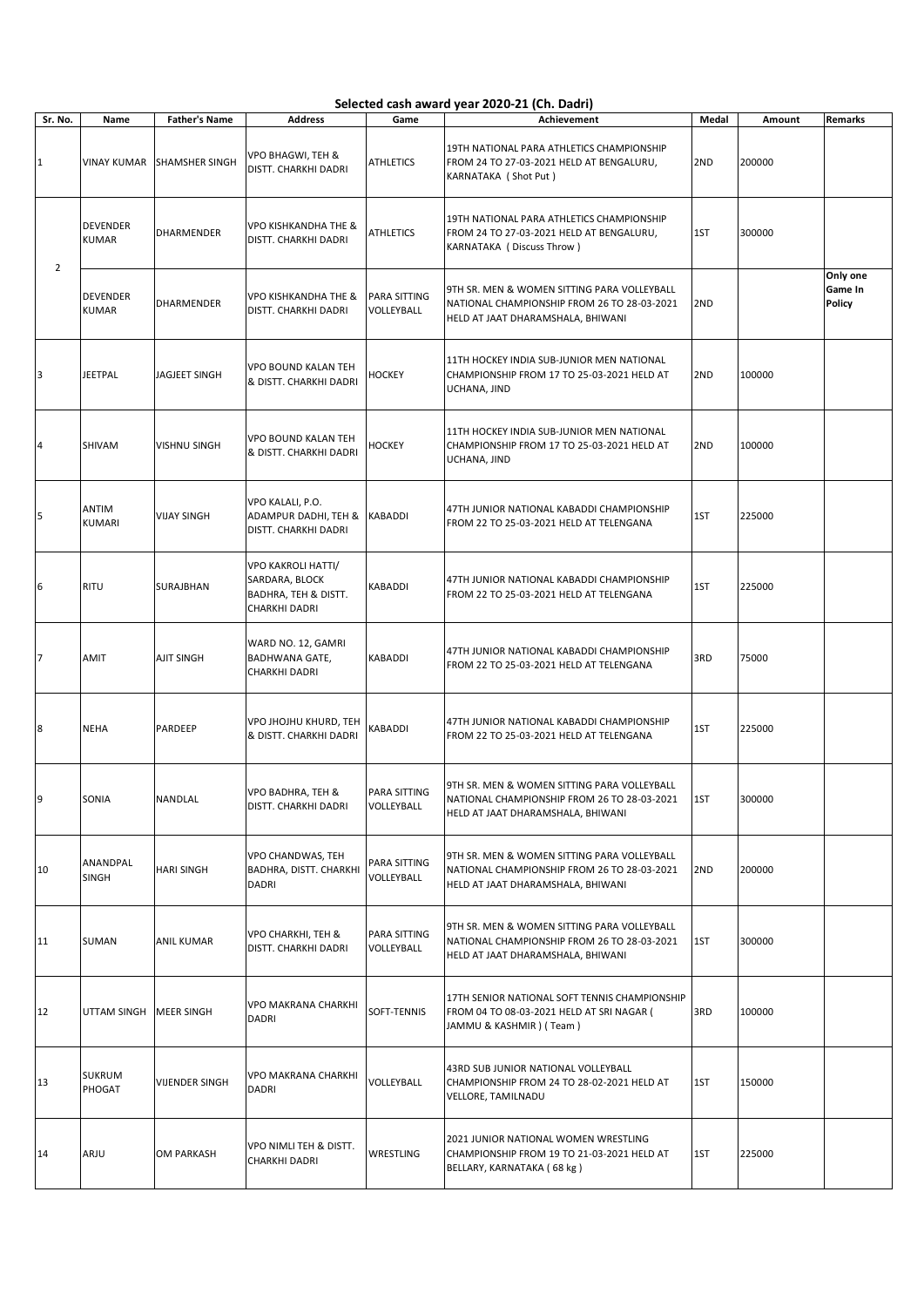## Selected cash award year 2020-21 (Ch. Dadri)

| Sr. No. | Name | Father's Name | Address | Game | Achievement | Medal | Amount | Remarks |
|---|---|---|---|---|---|---|---|---|
| 1 | VINAY KUMAR | SHAMSHER SINGH | VPO BHAGWI, TEH & DISTT. CHARKHI DADRI | ATHLETICS | 19TH NATIONAL PARA ATHLETICS CHAMPIONSHIP FROM 24 TO 27-03-2021 HELD AT BENGALURU, KARNATAKA ( Shot Put ) | 2ND | 200000 | |
| 2 | DEVENDER KUMAR | DHARMENDER | VPO KISHKANDHA THE & DISTT. CHARKHI DADRI | ATHLETICS | 19TH NATIONAL PARA ATHLETICS CHAMPIONSHIP FROM 24 TO 27-03-2021 HELD AT BENGALURU, KARNATAKA ( Discuss Throw ) | 1ST | 300000 | |
| | DEVENDER KUMAR | DHARMENDER | VPO KISHKANDHA THE & DISTT. CHARKHI DADRI | PARA SITTING VOLLEYBALL | 9TH SR. MEN & WOMEN SITTING PARA VOLLEYBALL NATIONAL CHAMPIONSHIP FROM 26 TO 28-03-2021 HELD AT JAAT DHARAMSHALA, BHIWANI | 2ND | | **Only one Game In Policy** |
| 3 | JEETPAL | JAGJEET SINGH | VPO BOUND KALAN TEH & DISTT. CHARKHI DADRI | HOCKEY | 11TH HOCKEY INDIA SUB-JUNIOR MEN NATIONAL CHAMPIONSHIP FROM 17 TO 25-03-2021 HELD AT UCHANA, JIND | 2ND | 100000 | |
| 4 | SHIVAM | VISHNU SINGH | VPO BOUND KALAN TEH & DISTT. CHARKHI DADRI | HOCKEY | 11TH HOCKEY INDIA SUB-JUNIOR MEN NATIONAL CHAMPIONSHIP FROM 17 TO 25-03-2021 HELD AT UCHANA, JIND | 2ND | 100000 | |
| 5 | ANTIM KUMARI | VIJAY SINGH | VPO KALALI, P.O. ADAMPUR DADHI, TEH & DISTT. CHARKHI DADRI | KABADDI | 47TH JUNIOR NATIONAL KABADDI CHAMPIONSHIP FROM 22 TO 25-03-2021 HELD AT TELENGANA | 1ST | 225000 | |
| 6 | RITU | SURAJBHAN | VPO KAKROLI HATTI/ SARDARA, BLOCK BADHRA, TEH & DISTT. CHARKHI DADRI | KABADDI | 47TH JUNIOR NATIONAL KABADDI CHAMPIONSHIP FROM 22 TO 25-03-2021 HELD AT TELENGANA | 1ST | 225000 | |
| 7 | AMIT | AJIT SINGH | WARD NO. 12, GAMRI BADHWANA GATE, CHARKHI DADRI | KABADDI | 47TH JUNIOR NATIONAL KABADDI CHAMPIONSHIP FROM 22 TO 25-03-2021 HELD AT TELENGANA | 3RD | 75000 | |
| 8 | NEHA | PARDEEP | VPO JHOJHU KHURD, TEH & DISTT. CHARKHI DADRI | KABADDI | 47TH JUNIOR NATIONAL KABADDI CHAMPIONSHIP FROM 22 TO 25-03-2021 HELD AT TELENGANA | 1ST | 225000 | |
| 9 | SONIA | NANDLAL | VPO BADHRA, TEH & DISTT. CHARKHI DADRI | PARA SITTING VOLLEYBALL | 9TH SR. MEN & WOMEN SITTING PARA VOLLEYBALL NATIONAL CHAMPIONSHIP FROM 26 TO 28-03-2021 HELD AT JAAT DHARAMSHALA, BHIWANI | 1ST | 300000 | |
| 10 | ANANDPAL SINGH | HARI SINGH | VPO CHANDWAS, TEH BADHRA, DISTT. CHARKHI DADRI | PARA SITTING VOLLEYBALL | 9TH SR. MEN & WOMEN SITTING PARA VOLLEYBALL NATIONAL CHAMPIONSHIP FROM 26 TO 28-03-2021 HELD AT JAAT DHARAMSHALA, BHIWANI | 2ND | 200000 | |
| 11 | SUMAN | ANIL KUMAR | VPO CHARKHI, TEH & DISTT. CHARKHI DADRI | PARA SITTING VOLLEYBALL | 9TH SR. MEN & WOMEN SITTING PARA VOLLEYBALL NATIONAL CHAMPIONSHIP FROM 26 TO 28-03-2021 HELD AT JAAT DHARAMSHALA, BHIWANI | 1ST | 300000 | |
| 12 | UTTAM SINGH | MEER SINGH | VPO MAKRANA CHARKHI DADRI | SOFT-TENNIS | 17TH SENIOR NATIONAL SOFT TENNIS CHAMPIONSHIP FROM 04 TO 08-03-2021 HELD AT SRI NAGAR ( JAMMU & KASHMIR ) ( Team ) | 3RD | 100000 | |
| 13 | SUKRUM PHOGAT | VIJENDER SINGH | VPO MAKRANA CHARKHI DADRI | VOLLEYBALL | 43RD SUB JUNIOR NATIONAL VOLLEYBALL CHAMPIONSHIP FROM 24 TO 28-02-2021 HELD AT VELLORE, TAMILNADU | 1ST | 150000 | |
| 14 | ARJU | OM PARKASH | VPO NIMLI TEH & DISTT. CHARKHI DADRI | WRESTLING | 2021 JUNIOR NATIONAL WOMEN WRESTLING CHAMPIONSHIP FROM 19 TO 21-03-2021 HELD AT BELLARY, KARNATAKA ( 68 kg ) | 1ST | 225000 | |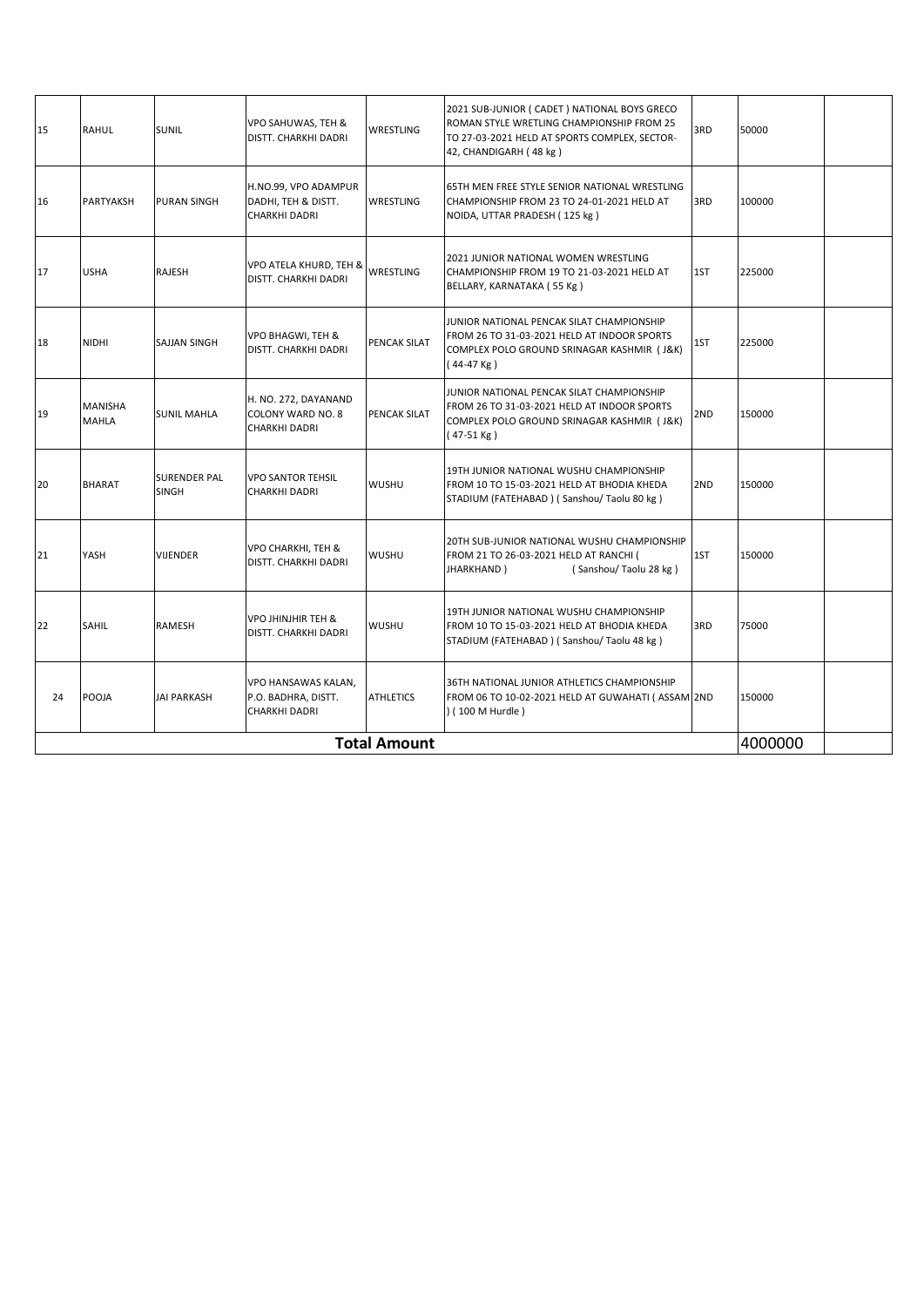| | | | | | | | | |
|---|---|---|---|---|---|---|---|---|
| 15 | RAHUL | SUNIL | VPO SAHUWAS, TEH & DISTT. CHARKHI DADRI | WRESTLING | 2021 SUB-JUNIOR ( CADET ) NATIONAL BOYS GRECO ROMAN STYLE WRETLING CHAMPIONSHIP FROM 25 TO 27-03-2021 HELD AT SPORTS COMPLEX, SECTOR-42, CHANDIGARH ( 48 kg ) | 3RD | 50000 | |
| 16 | PARTYAKSH | PURAN SINGH | H.NO.99, VPO ADAMPUR DADHI, TEH & DISTT. CHARKHI DADRI | WRESTLING | 65TH MEN FREE STYLE SENIOR NATIONAL WRESTLING CHAMPIONSHIP FROM 23 TO 24-01-2021 HELD AT NOIDA, UTTAR PRADESH ( 125 kg ) | 3RD | 100000 | |
| 17 | USHA | RAJESH | VPO ATELA KHURD, TEH & DISTT. CHARKHI DADRI | WRESTLING | 2021 JUNIOR NATIONAL WOMEN WRESTLING CHAMPIONSHIP FROM 19 TO 21-03-2021 HELD AT BELLARY, KARNATAKA ( 55 Kg ) | 1ST | 225000 | |
| 18 | NIDHI | SAJJAN SINGH | VPO BHAGWI, TEH & DISTT. CHARKHI DADRI | PENCAK SILAT | JUNIOR NATIONAL PENCAK SILAT CHAMPIONSHIP FROM 26 TO 31-03-2021 HELD AT INDOOR SPORTS COMPLEX POLO GROUND SRINAGAR KASHMIR ( J&K) ( 44-47 Kg ) | 1ST | 225000 | |
| 19 | MANISHA MAHLA | SUNIL MAHLA | H. NO. 272, DAYANAND COLONY WARD NO. 8 CHARKHI DADRI | PENCAK SILAT | JUNIOR NATIONAL PENCAK SILAT CHAMPIONSHIP FROM 26 TO 31-03-2021 HELD AT INDOOR SPORTS COMPLEX POLO GROUND SRINAGAR KASHMIR ( J&K) ( 47-51 Kg ) | 2ND | 150000 | |
| 20 | BHARAT | SURENDER PAL SINGH | VPO SANTOR TEHSIL CHARKHI DADRI | WUSHU | 19TH JUNIOR NATIONAL WUSHU CHAMPIONSHIP FROM 10 TO 15-03-2021 HELD AT BHODIA KHEDA STADIUM (FATEHABAD ) ( Sanshou/ Taolu 80 kg ) | 2ND | 150000 | |
| 21 | YASH | VIJENDER | VPO CHARKHI, TEH & DISTT. CHARKHI DADRI | WUSHU | 20TH SUB-JUNIOR NATIONAL WUSHU CHAMPIONSHIP FROM 21 TO 26-03-2021 HELD AT RANCHI ( JHARKHAND ) ( Sanshou/ Taolu 28 kg ) | 1ST | 150000 | |
| 22 | SAHIL | RAMESH | VPO JHINJHIR TEH & DISTT. CHARKHI DADRI | WUSHU | 19TH JUNIOR NATIONAL WUSHU CHAMPIONSHIP FROM 10 TO 15-03-2021 HELD AT BHODIA KHEDA STADIUM (FATEHABAD ) ( Sanshou/ Taolu 48 kg ) | 3RD | 75000 | |
| 24 | POOJA | JAI PARKASH | VPO HANSAWAS KALAN, P.O. BADHRA, DISTT. CHARKHI DADRI | ATHLETICS | 36TH NATIONAL JUNIOR ATHLETICS CHAMPIONSHIP FROM 06 TO 10-02-2021 HELD AT GUWAHATI ( ASSAM ) ( 100 M Hurdle ) | 2ND | 150000 | |
| **Total Amount** | | | | | | | 4000000 | |